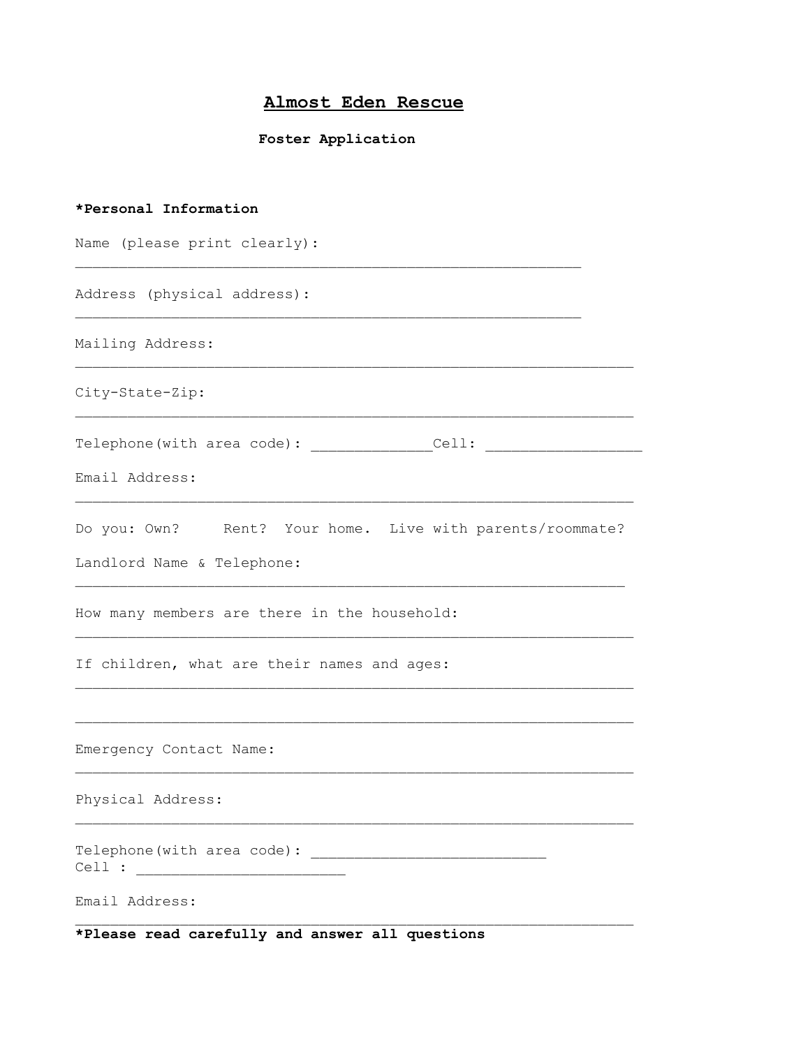# Almost Eden Rescue

## Foster Application

**\*Personal Information**

Name (please print clearly):
___________________________________________________________

Address (physical address):
___________________________________________________________

Mailing Address:
_________________________________________________________________

City-State-Zip:
_________________________________________________________________

Telephone(with area code): ______________Cell: __________________

Email Address:
_________________________________________________________________

Do you: Own?     Rent?  Your home.  Live with parents/roommate?

Landlord Name & Telephone:
________________________________________________________________

How many members are there in the household:
_________________________________________________________________

If children, what are their names and ages:
_________________________________________________________________

_________________________________________________________________

Emergency Contact Name:
_________________________________________________________________

Physical Address:
_________________________________________________________________

Telephone(with area code): ___________________________
Cell : ________________________

Email Address:
_________________________________________________________________

**\*Please read carefully and answer all questions**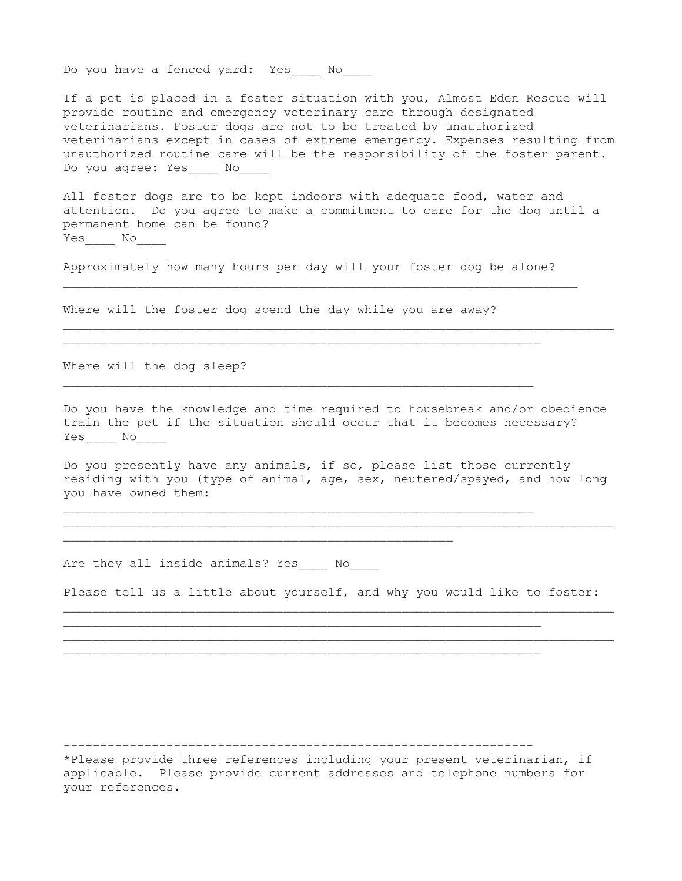Do you have a fenced yard: Yes____ No____

If a pet is placed in a foster situation with you, Almost Eden Rescue will provide routine and emergency veterinary care through designated veterinarians. Foster dogs are not to be treated by unauthorized veterinarians except in cases of extreme emergency. Expenses resulting from unauthorized routine care will be the responsibility of the foster parent. Do you agree: Yes____ No____

All foster dogs are to be kept indoors with adequate food, water and attention. Do you agree to make a commitment to care for the dog until a permanent home can be found?
Yes____ No____

Approximately how many hours per day will your foster dog be alone?
_______________________________________________________________________

Where will the foster dog spend the day while you are away?
____________________________________________________________________________
_________________________________________________________________

Where will the dog sleep?
_________________________________________________________________

Do you have the knowledge and time required to housebreak and/or obedience train the pet if the situation should occur that it becomes necessary?
Yes____ No____

Do you presently have any animals, if so, please list those currently residing with you (type of animal, age, sex, neutered/spayed, and how long you have owned them:
_________________________________________________________________
____________________________________________________________________________
_____________________________________________________

Are they all inside animals? Yes____ No____

Please tell us a little about yourself, and why you would like to foster:
____________________________________________________________________________
_________________________________________________________________
____________________________________________________________________________
_________________________________________________________________

---

*Please provide three references including your present veterinarian, if applicable. Please provide current addresses and telephone numbers for your references.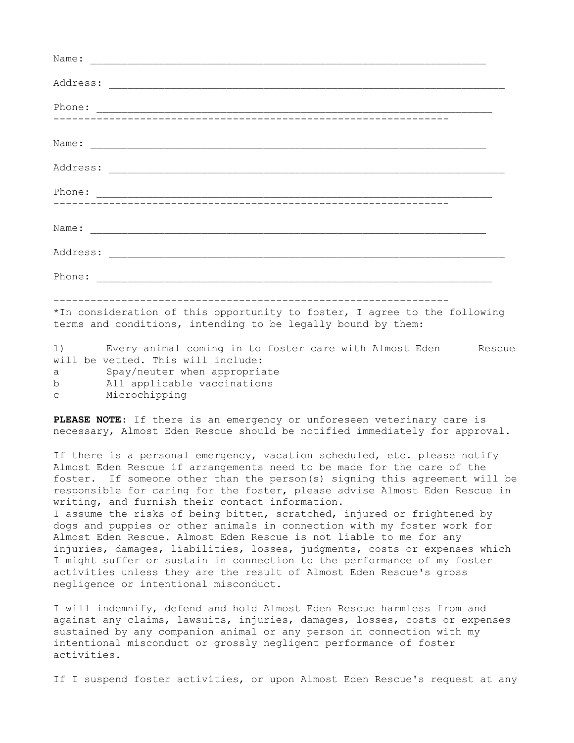Name: ______________________________________________________________

Address: ______________________________________________________________

Phone: ______________________________________________________________

---

Name: ______________________________________________________________

Address: ______________________________________________________________

Phone: ______________________________________________________________

---

Name: ______________________________________________________________

Address: ______________________________________________________________

Phone: ______________________________________________________________

---

*In consideration of this opportunity to foster, I agree to the following terms and conditions, intending to be legally bound by them:

1) Every animal coming in to foster care with Almost Eden Rescue will be vetted. This will include:
a Spay/neuter when appropriate
b All applicable vaccinations
c Microchipping

**PLEASE NOTE**: If there is an emergency or unforeseen veterinary care is necessary, Almost Eden Rescue should be notified immediately for approval.

If there is a personal emergency, vacation scheduled, etc. please notify Almost Eden Rescue if arrangements need to be made for the care of the foster. If someone other than the person(s) signing this agreement will be responsible for caring for the foster, please advise Almost Eden Rescue in writing, and furnish their contact information.
I assume the risks of being bitten, scratched, injured or frightened by dogs and puppies or other animals in connection with my foster work for Almost Eden Rescue. Almost Eden Rescue is not liable to me for any injuries, damages, liabilities, losses, judgments, costs or expenses which I might suffer or sustain in connection to the performance of my foster activities unless they are the result of Almost Eden Rescue's gross negligence or intentional misconduct.

I will indemnify, defend and hold Almost Eden Rescue harmless from and against any claims, lawsuits, injuries, damages, losses, costs or expenses sustained by any companion animal or any person in connection with my intentional misconduct or grossly negligent performance of foster activities.

If I suspend foster activities, or upon Almost Eden Rescue's request at any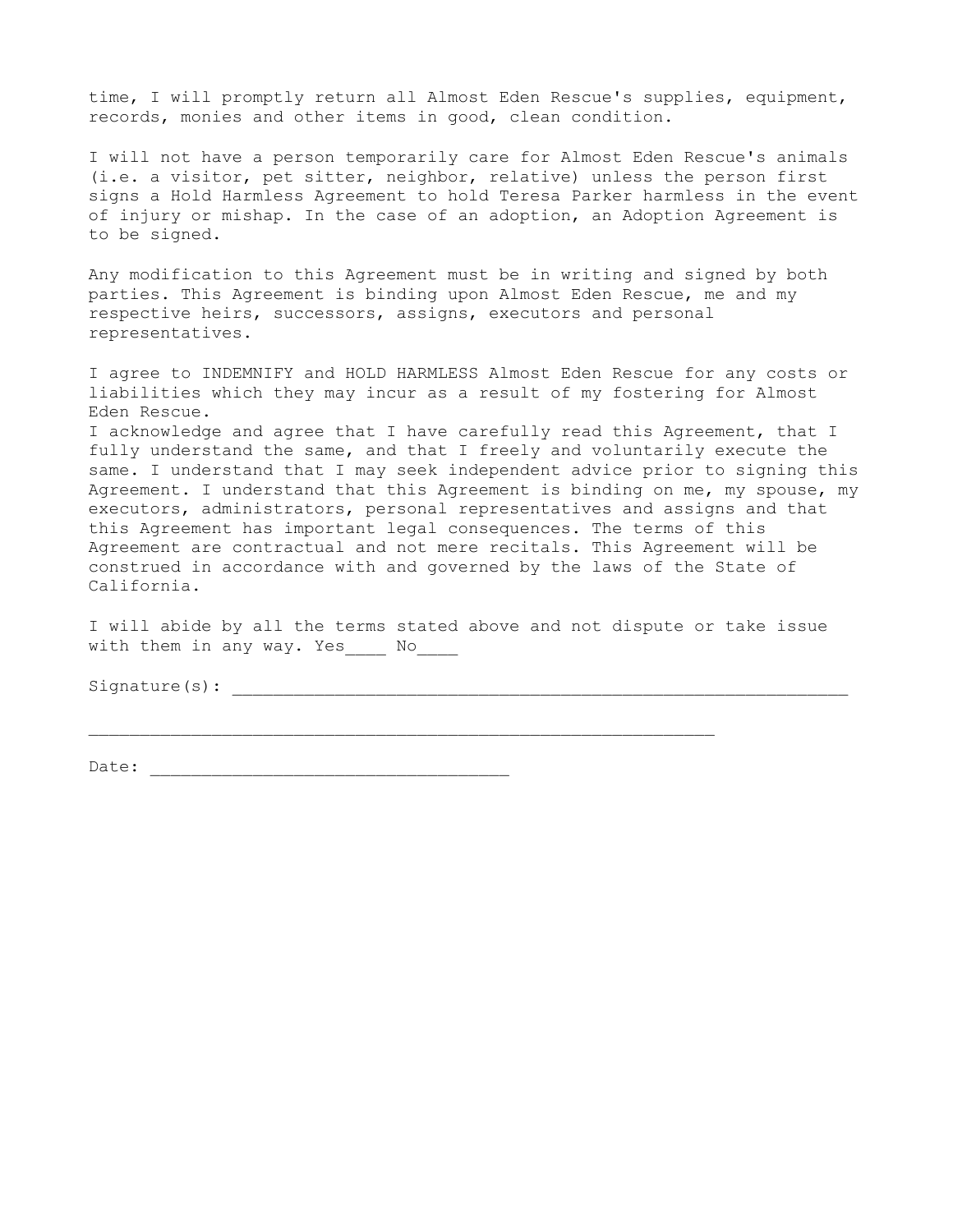time, I will promptly return all Almost Eden Rescue's supplies, equipment, records, monies and other items in good, clean condition.

I will not have a person temporarily care for Almost Eden Rescue's animals (i.e. a visitor, pet sitter, neighbor, relative) unless the person first signs a Hold Harmless Agreement to hold Teresa Parker harmless in the event of injury or mishap. In the case of an adoption, an Adoption Agreement is to be signed.

Any modification to this Agreement must be in writing and signed by both parties. This Agreement is binding upon Almost Eden Rescue, me and my respective heirs, successors, assigns, executors and personal representatives.

I agree to INDEMNIFY and HOLD HARMLESS Almost Eden Rescue for any costs or liabilities which they may incur as a result of my fostering for Almost Eden Rescue.
I acknowledge and agree that I have carefully read this Agreement, that I fully understand the same, and that I freely and voluntarily execute the same. I understand that I may seek independent advice prior to signing this Agreement. I understand that this Agreement is binding on me, my spouse, my executors, administrators, personal representatives and assigns and that this Agreement has important legal consequences. The terms of this Agreement are contractual and not mere recitals. This Agreement will be construed in accordance with and governed by the laws of the State of California.

I will abide by all the terms stated above and not dispute or take issue with them in any way. Yes____ No____

Signature(s): ____________________________________________________________

_____________________________________________________________

Date: ___________________________________